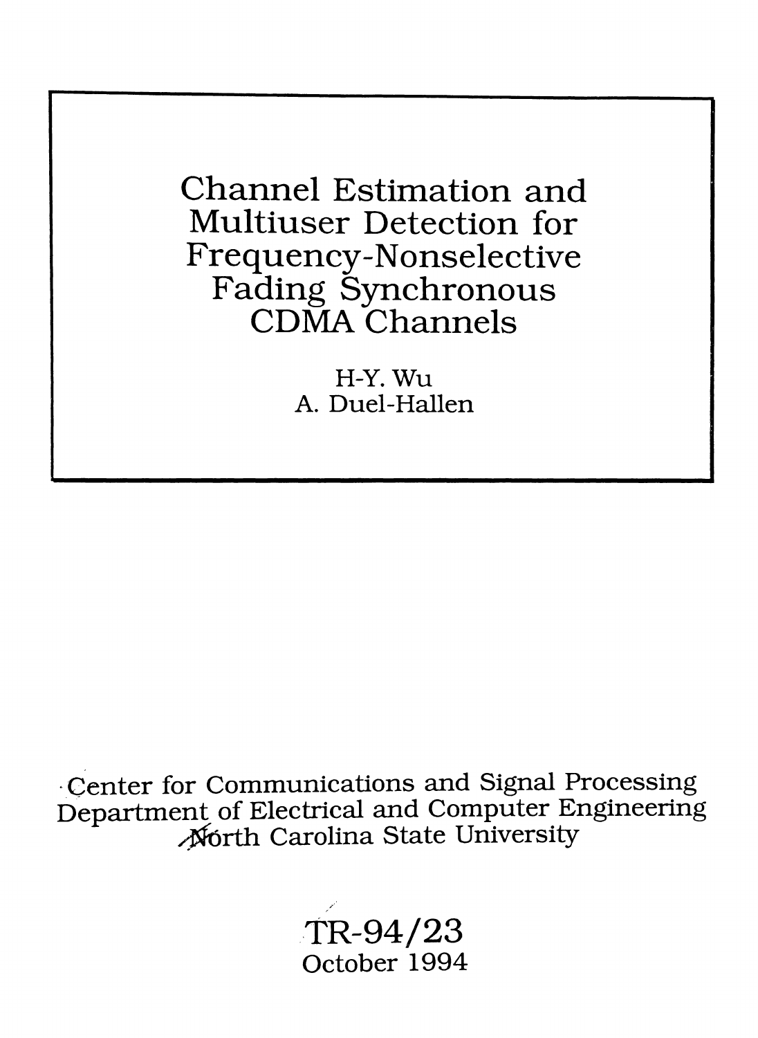# Channel Estimation and Multiuser Detection for Frequency-Nonselective Fading Synchronous CDMA Channels

H-Y. Wu

A. Duel-Hallen

Center for Communications and Signal Processing
Department of Electrical and Computer Engineering
North Carolina State University

TR-94/23
October 1994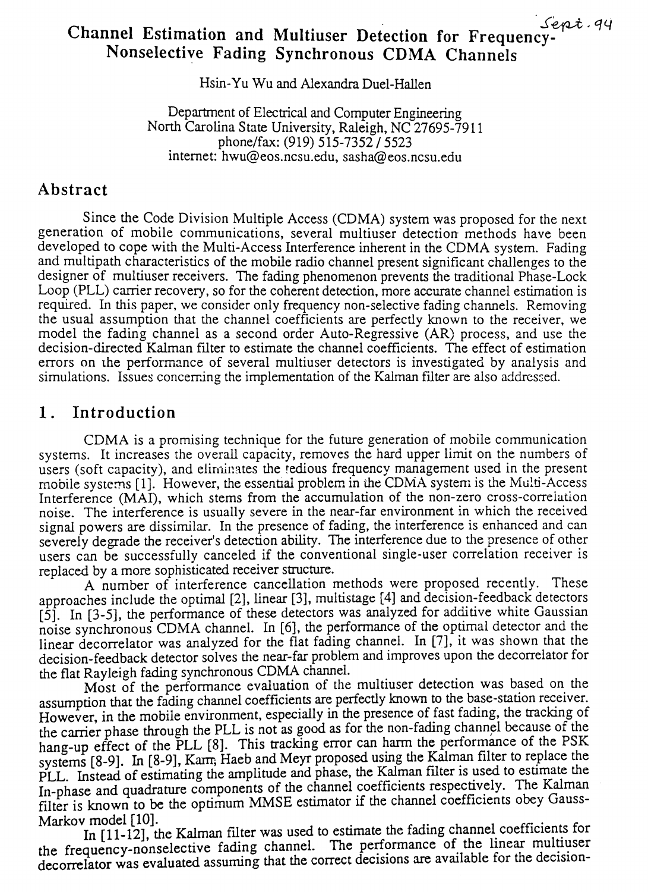# Channel Estimation and Multiuser Detection for Frequency-Nonselective Fading Synchronous CDMA Channels

Hsin-Yu Wu and Alexandra Duel-Hallen

Department of Electrical and Computer Engineering
North Carolina State University, Raleigh, NC 27695-7911
phone/fax: (919) 515-7352 / 5523
internet: hwu@eos.ncsu.edu, sasha@eos.ncsu.edu

## Abstract

Since the Code Division Multiple Access (CDMA) system was proposed for the next generation of mobile communications, several multiuser detection methods have been developed to cope with the Multi-Access Interference inherent in the CDMA system. Fading and multipath characteristics of the mobile radio channel present significant challenges to the designer of multiuser receivers. The fading phenomenon prevents the traditional Phase-Lock Loop (PLL) carrier recovery, so for the coherent detection, more accurate channel estimation is required. In this paper, we consider only frequency non-selective fading channels. Removing the usual assumption that the channel coefficients are perfectly known to the receiver, we model the fading channel as a second order Auto-Regressive (AR) process, and use the decision-directed Kalman filter to estimate the channel coefficients. The effect of estimation errors on the performance of several multiuser detectors is investigated by analysis and simulations. Issues concerning the implementation of the Kalman filter are also addressed.

## 1. Introduction

CDMA is a promising technique for the future generation of mobile communication systems. It increases the overall capacity, removes the hard upper limit on the numbers of users (soft capacity), and eliminates the tedious frequency management used in the present mobile systems [1]. However, the essential problem in the CDMA system is the Multi-Access Interference (MAI), which stems from the accumulation of the non-zero cross-correlation noise. The interference is usually severe in the near-far environment in which the received signal powers are dissimilar. In the presence of fading, the interference is enhanced and can severely degrade the receiver's detection ability. The interference due to the presence of other users can be successfully canceled if the conventional single-user correlation receiver is replaced by a more sophisticated receiver structure.

A number of interference cancellation methods were proposed recently. These approaches include the optimal [2], linear [3], multistage [4] and decision-feedback detectors [5]. In [3-5], the performance of these detectors was analyzed for additive white Gaussian noise synchronous CDMA channel. In [6], the performance of the optimal detector and the linear decorrelator was analyzed for the flat fading channel. In [7], it was shown that the decision-feedback detector solves the near-far problem and improves upon the decorrelator for the flat Rayleigh fading synchronous CDMA channel.

Most of the performance evaluation of the multiuser detection was based on the assumption that the fading channel coefficients are perfectly known to the base-station receiver. However, in the mobile environment, especially in the presence of fast fading, the tracking of the carrier phase through the PLL is not as good as for the non-fading channel because of the hang-up effect of the PLL [8]. This tracking error can harm the performance of the PSK systems [8-9]. In [8-9], Karn, Haeb and Meyr proposed using the Kalman filter to replace the PLL. Instead of estimating the amplitude and phase, the Kalman filter is used to estimate the In-phase and quadrature components of the channel coefficients respectively. The Kalman filter is known to be the optimum MMSE estimator if the channel coefficients obey Gauss-Markov model [10].

In [11-12], the Kalman filter was used to estimate the fading channel coefficients for the frequency-nonselective fading channel. The performance of the linear multiuser decorrelator was evaluated assuming that the correct decisions are available for the decision-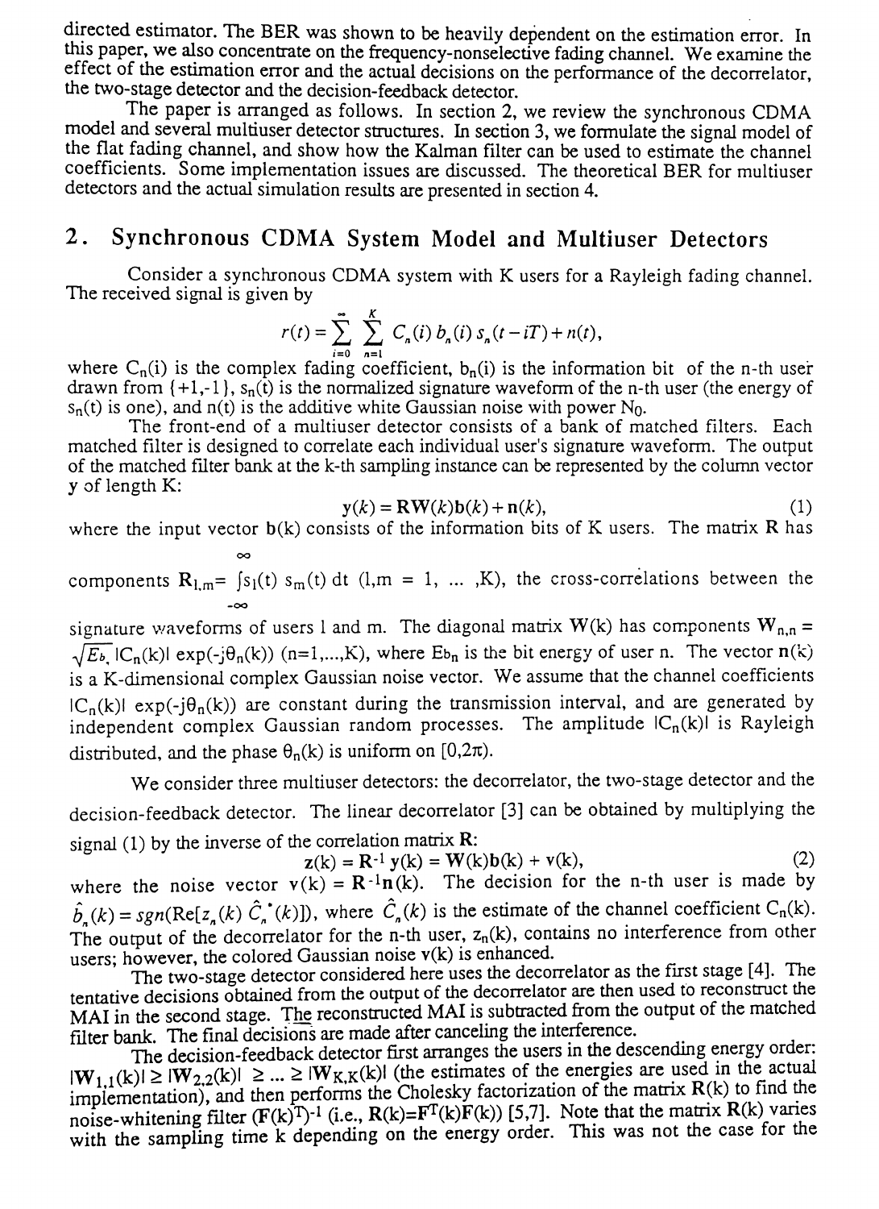directed estimator. The BER was shown to be heavily dependent on the estimation error. In this paper, we also concentrate on the frequency-nonselective fading channel. We examine the effect of the estimation error and the actual decisions on the performance of the decorrelator, the two-stage detector and the decision-feedback detector.

The paper is arranged as follows. In section 2, we review the synchronous CDMA model and several multiuser detector structures. In section 3, we formulate the signal model of the flat fading channel, and show how the Kalman filter can be used to estimate the channel coefficients. Some implementation issues are discussed. The theoretical BER for multiuser detectors and the actual simulation results are presented in section 4.

## 2. Synchronous CDMA System Model and Multiuser Detectors

Consider a synchronous CDMA system with K users for a Rayleigh fading channel. The received signal is given by

$$r(t) = \sum_{i=0}^{\infty} \sum_{n=1}^{K} C_n(i)\, b_n(i)\, s_n(t - iT) + n(t),$$

where $C_n(i)$ is the complex fading coefficient, $b_n(i)$ is the information bit of the n-th user drawn from $\{+1,-1\}$, $s_n(t)$ is the normalized signature waveform of the n-th user (the energy of $s_n(t)$ is one), and $n(t)$ is the additive white Gaussian noise with power $N_0$.

The front-end of a multiuser detector consists of a bank of matched filters. Each matched filter is designed to correlate each individual user's signature waveform. The output of the matched filter bank at the k-th sampling instance can be represented by the column vector $\mathbf{y}$ of length K:

$$\mathbf{y}(k) = \mathbf{R}\mathbf{W}(k)\mathbf{b}(k) + \mathbf{n}(k), \tag{1}$$

where the input vector $\mathbf{b}(k)$ consists of the information bits of K users. The matrix $\mathbf{R}$ has components $R_{l,m} = \int_{-\infty}^{\infty} s_l(t)\, s_m(t)\, dt$ $(l,m = 1, \ldots, K)$, the cross-correlations between the signature waveforms of users l and m. The diagonal matrix $\mathbf{W}(k)$ has components $W_{n,n} = \sqrt{Eb_n}\, |C_n(k)| \exp(-j\theta_n(k))$ $(n=1,\ldots,K)$, where $Eb_n$ is the bit energy of user n. The vector $\mathbf{n}(k)$ is a K-dimensional complex Gaussian noise vector. We assume that the channel coefficients $|C_n(k)| \exp(-j\theta_n(k))$ are constant during the transmission interval, and are generated by independent complex Gaussian random processes. The amplitude $|C_n(k)|$ is Rayleigh distributed, and the phase $\theta_n(k)$ is uniform on $[0,2\pi)$.

We consider three multiuser detectors: the decorrelator, the two-stage detector and the decision-feedback detector. The linear decorrelator [3] can be obtained by multiplying the signal (1) by the inverse of the correlation matrix $\mathbf{R}$:

$$\mathbf{z}(k) = \mathbf{R}^{-1}\mathbf{y}(k) = \mathbf{W}(k)\mathbf{b}(k) + \mathbf{v}(k), \tag{2}$$

where the noise vector $\mathbf{v}(k) = \mathbf{R}^{-1}\mathbf{n}(k)$. The decision for the n-th user is made by $\hat{b}_n(k) = sgn(\mathrm{Re}[z_n(k)\, \hat{C}_n^*(k)])$, where $\hat{C}_n(k)$ is the estimate of the channel coefficient $C_n(k)$. The output of the decorrelator for the n-th user, $z_n(k)$, contains no interference from other users; however, the colored Gaussian noise $\mathbf{v}(k)$ is enhanced.

The two-stage detector considered here uses the decorrelator as the first stage [4]. The tentative decisions obtained from the output of the decorrelator are then used to reconstruct the MAI in the second stage. The reconstructed MAI is subtracted from the output of the matched filter bank. The final decisions are made after canceling the interference.

The decision-feedback detector first arranges the users in the descending energy order: $|W_{1,1}(k)| \geq |W_{2,2}(k)| \geq \ldots \geq |W_{K,K}(k)|$ (the estimates of the energies are used in the actual implementation), and then performs the Cholesky factorization of the matrix $\mathbf{R}(k)$ to find the noise-whitening filter $(\mathbf{F}(k)^T)^{-1}$ (i.e., $\mathbf{R}(k)=\mathbf{F}^T(k)\mathbf{F}(k)$) [5,7]. Note that the matrix $\mathbf{R}(k)$ varies with the sampling time k depending on the energy order. This was not the case for the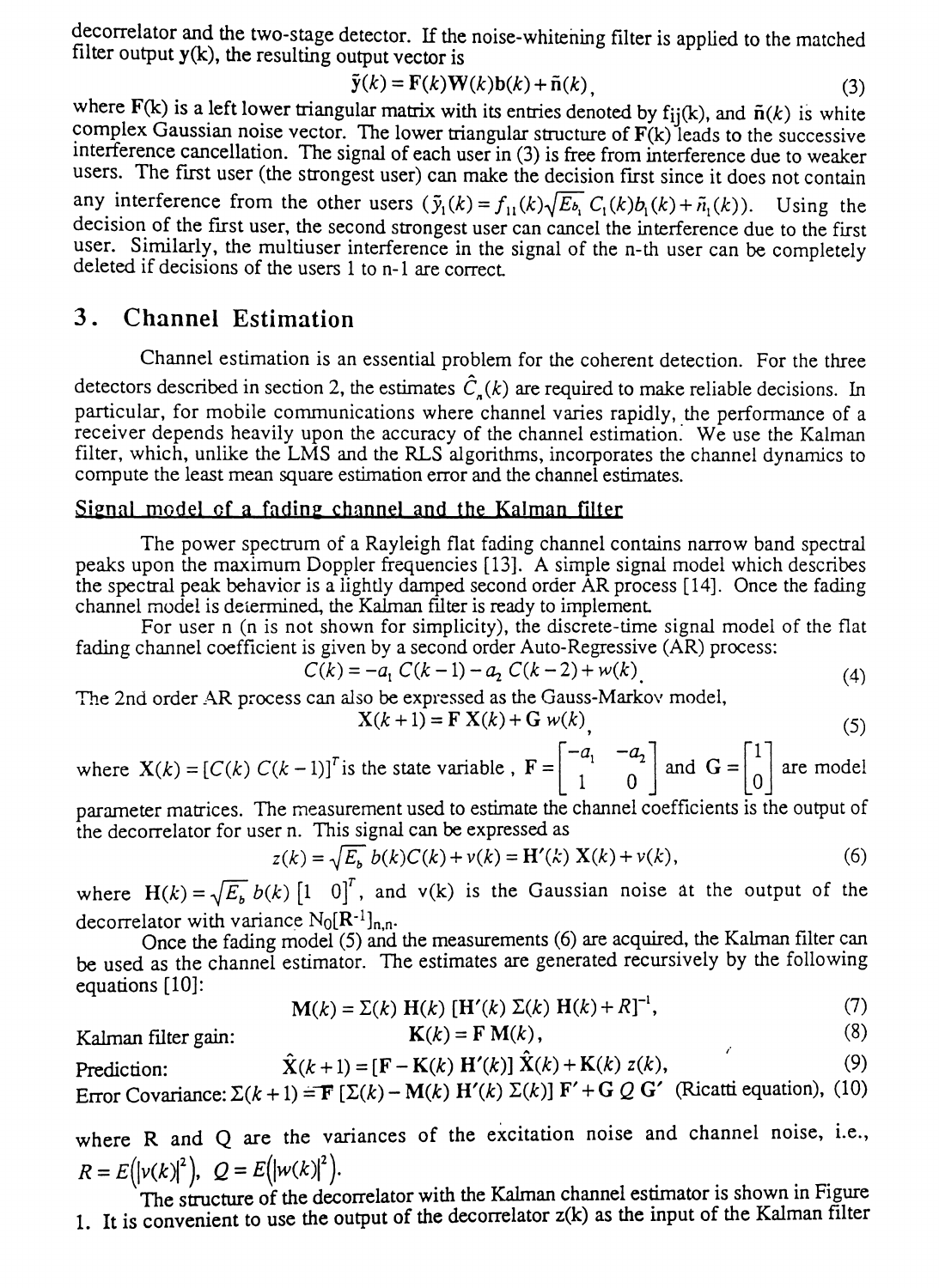decorrelator and the two-stage detector. If the noise-whitening filter is applied to the matched filter output $\mathbf{y}(k)$, the resulting output vector is

$$\tilde{\mathbf{y}}(k) = \mathbf{F}(k)\mathbf{W}(k)\mathbf{b}(k) + \tilde{\mathbf{n}}(k), \tag{3}$$

where $\mathbf{F}(k)$ is a left lower triangular matrix with its entries denoted by $f_{ij}(k)$, and $\tilde{\mathbf{n}}(k)$ is white complex Gaussian noise vector. The lower triangular structure of $\mathbf{F}(k)$ leads to the successive interference cancellation. The signal of each user in (3) is free from interference due to weaker users. The first user (the strongest user) can make the decision first since it does not contain any interference from the other users ($\tilde{y}_1(k) = f_{11}(k)\sqrt{E_{b_1}}\, C_1(k) b_1(k) + \tilde{n}_1(k)$). Using the decision of the first user, the second strongest user can cancel the interference due to the first user. Similarly, the multiuser interference in the signal of the n-th user can be completely deleted if decisions of the users 1 to n-1 are correct.

## 3. Channel Estimation

Channel estimation is an essential problem for the coherent detection. For the three detectors described in section 2, the estimates $\hat{C}_n(k)$ are required to make reliable decisions. In particular, for mobile communications where channel varies rapidly, the performance of a receiver depends heavily upon the accuracy of the channel estimation. We use the Kalman filter, which, unlike the LMS and the RLS algorithms, incorporates the channel dynamics to compute the least mean square estimation error and the channel estimates.

### Signal model of a fading channel and the Kalman filter

The power spectrum of a Rayleigh flat fading channel contains narrow band spectral peaks upon the maximum Doppler frequencies [13]. A simple signal model which describes the spectral peak behavior is a lightly damped second order AR process [14]. Once the fading channel model is determined, the Kalman filter is ready to implement.

For user n (n is not shown for simplicity), the discrete-time signal model of the flat fading channel coefficient is given by a second order Auto-Regressive (AR) process:

$$C(k) = -a_1\, C(k-1) - a_2\, C(k-2) + w(k). \tag{4}$$

The 2nd order AR process can also be expressed as the Gauss-Markov model,

$$\mathbf{X}(k+1) = \mathbf{F}\,\mathbf{X}(k) + \mathbf{G}\, w(k), \tag{5}$$

where $\mathbf{X}(k) = [C(k)\ C(k-1)]^T$ is the state variable , $\mathbf{F} = \begin{bmatrix} -a_1 & -a_2 \\ 1 & 0 \end{bmatrix}$ and $\mathbf{G} = \begin{bmatrix} 1 \\ 0 \end{bmatrix}$ are model parameter matrices. The measurement used to estimate the channel coefficients is the output of the decorrelator for user n. This signal can be expressed as

$$z(k) = \sqrt{E_b}\, b(k) C(k) + v(k) = \mathbf{H}'(k)\, \mathbf{X}(k) + v(k), \tag{6}$$

where $\mathbf{H}(k) = \sqrt{E_b}\, b(k)\, [1 \quad 0]^T$, and v(k) is the Gaussian noise at the output of the decorrelator with variance $N_0[\mathbf{R}^{-1}]_{n,n}$.

Once the fading model (5) and the measurements (6) are acquired, the Kalman filter can be used as the channel estimator. The estimates are generated recursively by the following equations [10]:

$$\mathbf{M}(k) = \Sigma(k)\, \mathbf{H}(k)\, [\mathbf{H}'(k)\, \Sigma(k)\, \mathbf{H}(k) + R]^{-1}, \tag{7}$$

Kalman filter gain:

$$\mathbf{K}(k) = \mathbf{F}\,\mathbf{M}(k), \tag{8}$$

Prediction:

$$\hat{\mathbf{X}}(k+1) = [\mathbf{F} - \mathbf{K}(k)\, \mathbf{H}'(k)]\, \hat{\mathbf{X}}(k) + \mathbf{K}(k)\, z(k), \tag{9}$$

Error Covariance:

$$\Sigma(k+1) = \mathbf{F}\, [\Sigma(k) - \mathbf{M}(k)\, \mathbf{H}'(k)\, \Sigma(k)]\, \mathbf{F}' + \mathbf{G}\, Q\, \mathbf{G}' \quad \text{(Ricatti equation)}, \tag{10}$$

where R and Q are the variances of the excitation noise and channel noise, i.e., $R = E\left(|v(k)|^2\right)$, $Q = E\left(|w(k)|^2\right)$.

The structure of the decorrelator with the Kalman channel estimator is shown in Figure 1. It is convenient to use the output of the decorrelator z(k) as the input of the Kalman filter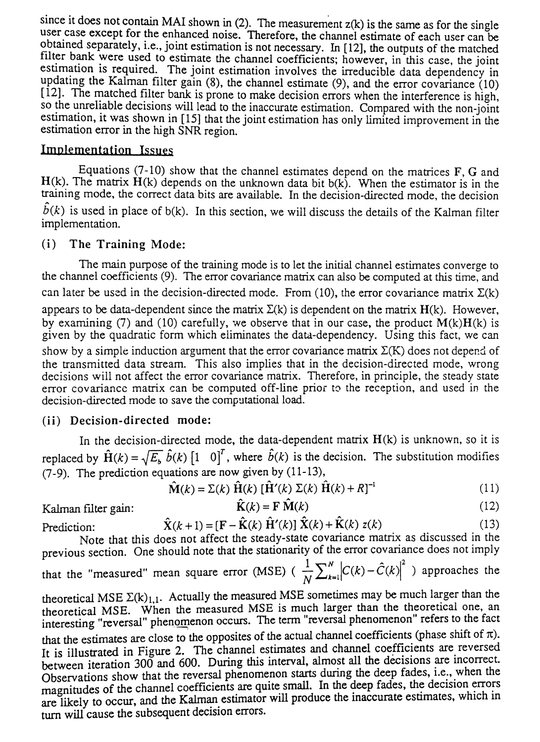since it does not contain MAI shown in (2). The measurement z(k) is the same as for the single user case except for the enhanced noise. Therefore, the channel estimate of each user can be obtained separately, i.e., joint estimation is not necessary. In [12], the outputs of the matched filter bank were used to estimate the channel coefficients; however, in this case, the joint estimation is required. The joint estimation involves the irreducible data dependency in updating the Kalman filter gain (8), the channel estimate (9), and the error covariance (10) [12]. The matched filter bank is prone to make decision errors when the interference is high, so the unreliable decisions will lead to the inaccurate estimation. Compared with the non-joint estimation, it was shown in [15] that the joint estimation has only limited improvement in the estimation error in the high SNR region.

## Implementation Issues

Equations (7-10) show that the channel estimates depend on the matrices **F**, **G** and **H**(k). The matrix **H**(k) depends on the unknown data bit b(k). When the estimator is in the training mode, the correct data bits are available. In the decision-directed mode, the decision $\hat{b}(k)$ is used in place of b(k). In this section, we will discuss the details of the Kalman filter implementation.

### (i) The Training Mode:

The main purpose of the training mode is to let the initial channel estimates converge to the channel coefficients (9). The error covariance matrix can also be computed at this time, and can later be used in the decision-directed mode. From (10), the error covariance matrix $\Sigma(k)$ appears to be data-dependent since the matrix $\Sigma(k)$ is dependent on the matrix **H**(k). However, by examining (7) and (10) carefully, we observe that in our case, the product **M**(k)**H**(k) is given by the quadratic form which eliminates the data-dependency. Using this fact, we can show by a simple induction argument that the error covariance matrix $\Sigma(K)$ does not depend of the transmitted data stream. This also implies that in the decision-directed mode, wrong decisions will not affect the error covariance matrix. Therefore, in principle, the steady state error covariance matrix can be computed off-line prior to the reception, and used in the decision-directed mode to save the computational load.

### (ii) Decision-directed mode:

In the decision-directed mode, the data-dependent matrix **H**(k) is unknown, so it is replaced by $\hat{\mathbf{H}}(k) = \sqrt{E_b}\,\hat{b}(k)\,[1 \quad 0]^T$, where $\hat{b}(k)$ is the decision. The substitution modifies (7-9). The prediction equations are now given by (11-13),

$$\hat{\mathbf{M}}(k) = \Sigma(k)\,\hat{\mathbf{H}}(k)\,[\hat{\mathbf{H}}'(k)\,\Sigma(k)\,\hat{\mathbf{H}}(k) + R]^{-1} \tag{11}$$

Kalman filter gain:

$$\hat{\mathbf{K}}(k) = \mathbf{F}\,\hat{\mathbf{M}}(k) \tag{12}$$

Prediction:

$$\hat{\mathbf{X}}(k+1) = [\mathbf{F} - \hat{\mathbf{K}}(k)\,\hat{\mathbf{H}}'(k)]\,\hat{\mathbf{X}}(k) + \hat{\mathbf{K}}(k)\,z(k) \tag{13}$$

Note that this does not affect the steady-state covariance matrix as discussed in the previous section. One should note that the stationarity of the error covariance does not imply that the "measured" mean square error (MSE) ( $\frac{1}{N}\sum_{k=1}^{N}\left|C(k) - \hat{C}(k)\right|^2$ ) approaches the theoretical MSE $\Sigma(k)_{1,1}$. Actually the measured MSE sometimes may be much larger than the theoretical MSE. When the measured MSE is much larger than the theoretical one, an interesting "reversal" phenomenon occurs. The term "reversal phenomenon" refers to the fact that the estimates are close to the opposites of the actual channel coefficients (phase shift of $\pi$). It is illustrated in Figure 2. The channel estimates and channel coefficients are reversed between iteration 300 and 600. During this interval, almost all the decisions are incorrect. Observations show that the reversal phenomenon starts during the deep fades, i.e., when the magnitudes of the channel coefficients are quite small. In the deep fades, the decision errors are likely to occur, and the Kalman estimator will produce the inaccurate estimates, which in turn will cause the subsequent decision errors.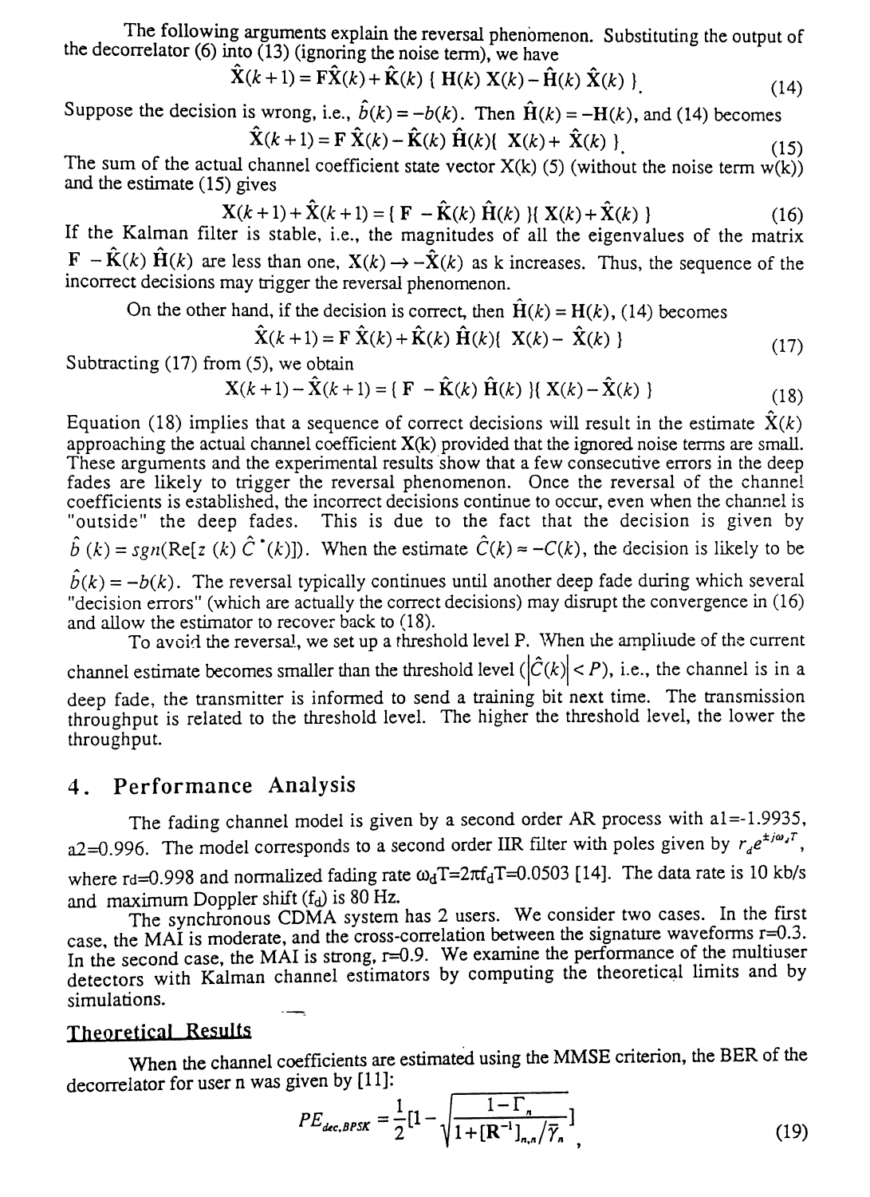The following arguments explain the reversal phenomenon. Substituting the output of the decorrelator (6) into (13) (ignoring the noise term), we have

$$\hat{\mathbf{X}}(k+1) = \mathbf{F}\hat{\mathbf{X}}(k) + \hat{\mathbf{K}}(k)\ \{\ \mathbf{H}(k)\ \mathbf{X}(k) - \hat{\mathbf{H}}(k)\ \hat{\mathbf{X}}(k)\ \}. \tag{14}$$

Suppose the decision is wrong, i.e., $\hat{b}(k) = -b(k)$. Then $\hat{\mathbf{H}}(k) = -\mathbf{H}(k)$, and (14) becomes

$$\hat{\mathbf{X}}(k+1) = \mathbf{F}\ \hat{\mathbf{X}}(k) - \hat{\mathbf{K}}(k)\ \hat{\mathbf{H}}(k)\{\ \mathbf{X}(k) +\ \hat{\mathbf{X}}(k)\ \}. \tag{15}$$

The sum of the actual channel coefficient state vector X(k) (5) (without the noise term w(k)) and the estimate (15) gives

$$\mathbf{X}(k+1) + \hat{\mathbf{X}}(k+1) = \{\ \mathbf{F}\ - \hat{\mathbf{K}}(k)\ \hat{\mathbf{H}}(k)\ \}\{\ \mathbf{X}(k) + \hat{\mathbf{X}}(k)\ \} \tag{16}$$

If the Kalman filter is stable, i.e., the magnitudes of all the eigenvalues of the matrix $\mathbf{F}\ - \hat{\mathbf{K}}(k)\ \hat{\mathbf{H}}(k)$ are less than one, $\mathbf{X}(k) \to -\hat{\mathbf{X}}(k)$ as k increases. Thus, the sequence of the incorrect decisions may trigger the reversal phenomenon.

On the other hand, if the decision is correct, then $\hat{\mathbf{H}}(k) = \mathbf{H}(k)$, (14) becomes

$$\hat{\mathbf{X}}(k+1) = \mathbf{F}\ \hat{\mathbf{X}}(k) + \hat{\mathbf{K}}(k)\ \hat{\mathbf{H}}(k)\{\ \mathbf{X}(k) -\ \hat{\mathbf{X}}(k)\ \} \tag{17}$$

Subtracting (17) from (5), we obtain

$$\mathbf{X}(k+1) - \hat{\mathbf{X}}(k+1) = \{\ \mathbf{F}\ - \hat{\mathbf{K}}(k)\ \hat{\mathbf{H}}(k)\ \}\{\ \mathbf{X}(k) - \hat{\mathbf{X}}(k)\ \} \tag{18}$$

Equation (18) implies that a sequence of correct decisions will result in the estimate $\hat{\mathbf{X}}(k)$ approaching the actual channel coefficient X(k) provided that the ignored noise terms are small. These arguments and the experimental results show that a few consecutive errors in the deep fades are likely to trigger the reversal phenomenon. Once the reversal of the channel coefficients is established, the incorrect decisions continue to occur, even when the channel is "outside" the deep fades. This is due to the fact that the decision is given by $\hat{b}\ (k) = sgn(\mathrm{Re}[z\ (k)\ \hat{C}^*(k)])$. When the estimate $\hat{C}(k) \approx -C(k)$, the decision is likely to be $\hat{b}(k) = -b(k)$. The reversal typically continues until another deep fade during which several "decision errors" (which are actually the correct decisions) may disrupt the convergence in (16) and allow the estimator to recover back to (18).

To avoid the reversal, we set up a threshold level P. When the amplitude of the current channel estimate becomes smaller than the threshold level ($|\hat{C}(k)| < P$), i.e., the channel is in a deep fade, the transmitter is informed to send a training bit next time. The transmission throughput is related to the threshold level. The higher the threshold level, the lower the throughput.

## 4. Performance Analysis

The fading channel model is given by a second order AR process with a1=-1.9935, a2=0.996. The model corresponds to a second order IIR filter with poles given by $r_d e^{\pm j\omega_d T}$, where rd=0.998 and normalized fading rate $\omega_d T = 2\pi f_d T = 0.0503$ [14]. The data rate is 10 kb/s and maximum Doppler shift ($f_d$) is 80 Hz.

The synchronous CDMA system has 2 users. We consider two cases. In the first case, the MAI is moderate, and the cross-correlation between the signature waveforms r=0.3. In the second case, the MAI is strong, r=0.9. We examine the performance of the multiuser detectors with Kalman channel estimators by computing the theoretical limits and by simulations.

### Theoretical Results

When the channel coefficients are estimated using the MMSE criterion, the BER of the decorrelator for user n was given by [11]:

$$PE_{dec,BPSK} = \frac{1}{2}\left[1 - \sqrt{\frac{1-\Gamma_n}{1+[\mathbf{R}^{-1}]_{n,n}/\bar{\gamma}_n}}\right], \tag{19}$$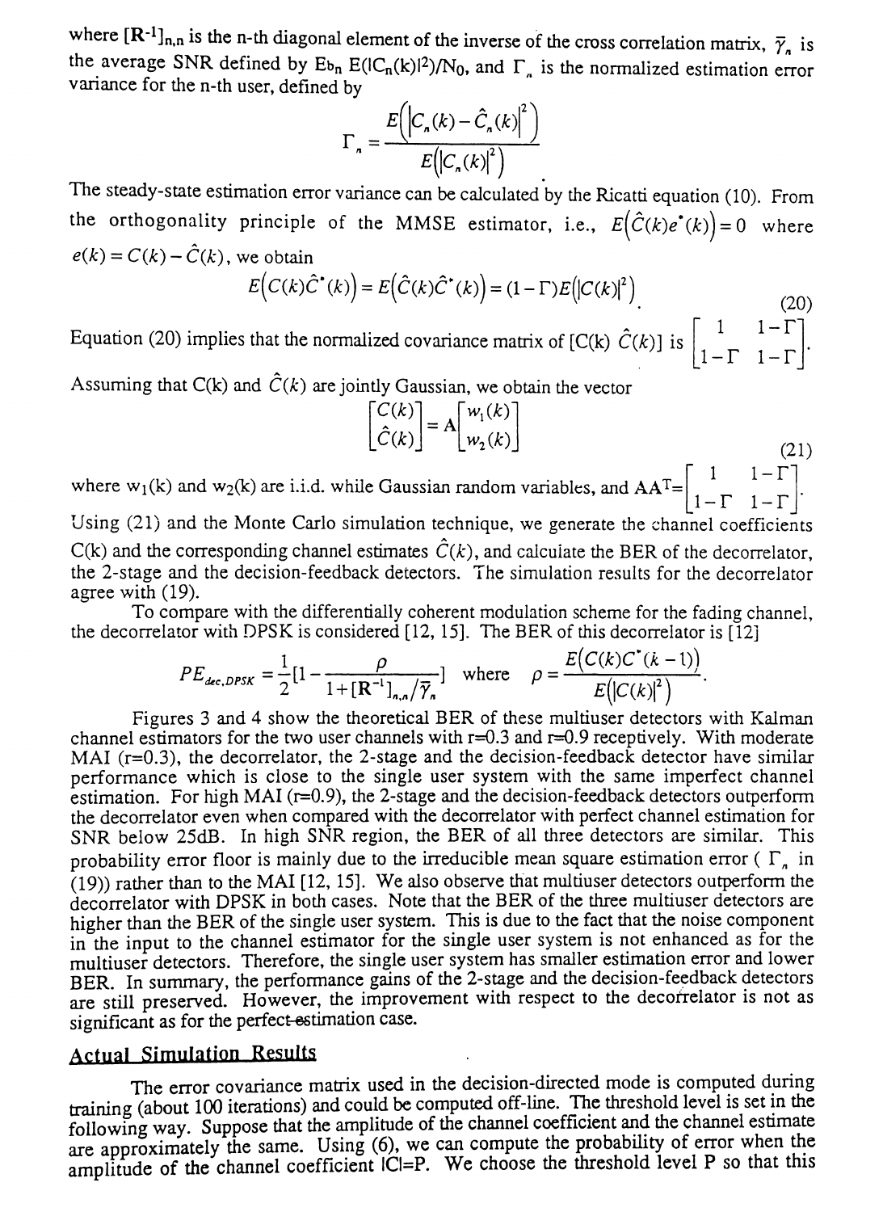where $[\mathbf{R}^{-1}]_{n,n}$ is the n-th diagonal element of the inverse of the cross correlation matrix, $\bar{\gamma}_n$ is the average SNR defined by $E_{b_n} E(|C_n(k)|^2)/N_0$, and $\Gamma_n$ is the normalized estimation error variance for the n-th user, defined by

$$\Gamma_n = \frac{E\left(\left|C_n(k) - \hat{C}_n(k)\right|^2\right)}{E\left(\left|C_n(k)\right|^2\right)}$$

The steady-state estimation error variance can be calculated by the Ricatti equation (10). From the orthogonality principle of the MMSE estimator, i.e., $E\left(\hat{C}(k)e^*(k)\right) = 0$ where $e(k) = C(k) - \hat{C}(k)$, we obtain

$$E\left(C(k)\hat{C}^*(k)\right) = E\left(\hat{C}(k)\hat{C}^*(k)\right) = (1-\Gamma)E\left(|C(k)|^2\right) \tag{20}$$

Equation (20) implies that the normalized covariance matrix of $[C(k)\ \hat{C}(k)]$ is $\begin{bmatrix} 1 & 1-\Gamma \\ 1-\Gamma & 1-\Gamma \end{bmatrix}$.

Assuming that C(k) and $\hat{C}(k)$ are jointly Gaussian, we obtain the vector

$$\begin{bmatrix} C(k) \\ \hat{C}(k) \end{bmatrix} = \mathbf{A}\begin{bmatrix} w_1(k) \\ w_2(k) \end{bmatrix} \tag{21}$$

where $w_1(k)$ and $w_2(k)$ are i.i.d. while Gaussian random variables, and $\mathbf{A}\mathbf{A}^T = \begin{bmatrix} 1 & 1-\Gamma \\ 1-\Gamma & 1-\Gamma \end{bmatrix}$.

Using (21) and the Monte Carlo simulation technique, we generate the channel coefficients C(k) and the corresponding channel estimates $\hat{C}(k)$, and calculate the BER of the decorrelator, the 2-stage and the decision-feedback detectors. The simulation results for the decorrelator agree with (19).

To compare with the differentially coherent modulation scheme for the fading channel, the decorrelator with DPSK is considered [12, 15]. The BER of this decorrelator is [12]

$$PE_{dec,DPSK} = \frac{1}{2}\left[1 - \frac{\rho}{1 + [\mathbf{R}^{-1}]_{n,n}/\bar{\gamma}_n}\right] \quad \text{where} \quad \rho = \frac{E\left(C(k)C^*(k-1)\right)}{E\left(|C(k)|^2\right)}.$$

Figures 3 and 4 show the theoretical BER of these multiuser detectors with Kalman channel estimators for the two user channels with r=0.3 and r=0.9 receptively. With moderate MAI (r=0.3), the decorrelator, the 2-stage and the decision-feedback detector have similar performance which is close to the single user system with the same imperfect channel estimation. For high MAI (r=0.9), the 2-stage and the decision-feedback detectors outperform the decorrelator even when compared with the decorrelator with perfect channel estimation for SNR below 25dB. In high SNR region, the BER of all three detectors are similar. This probability error floor is mainly due to the irreducible mean square estimation error ($\Gamma_n$ in (19)) rather than to the MAI [12, 15]. We also observe that multiuser detectors outperform the decorrelator with DPSK in both cases. Note that the BER of the three multiuser detectors are higher than the BER of the single user system. This is due to the fact that the noise component in the input to the channel estimator for the single user system is not enhanced as for the multiuser detectors. Therefore, the single user system has smaller estimation error and lower BER. In summary, the performance gains of the 2-stage and the decision-feedback detectors are still preserved. However, the improvement with respect to the decorrelator is not as significant as for the perfect-estimation case.

## Actual Simulation Results

The error covariance matrix used in the decision-directed mode is computed during training (about 100 iterations) and could be computed off-line. The threshold level is set in the following way. Suppose that the amplitude of the channel coefficient and the channel estimate are approximately the same. Using (6), we can compute the probability of error when the amplitude of the channel coefficient |C|=P. We choose the threshold level P so that this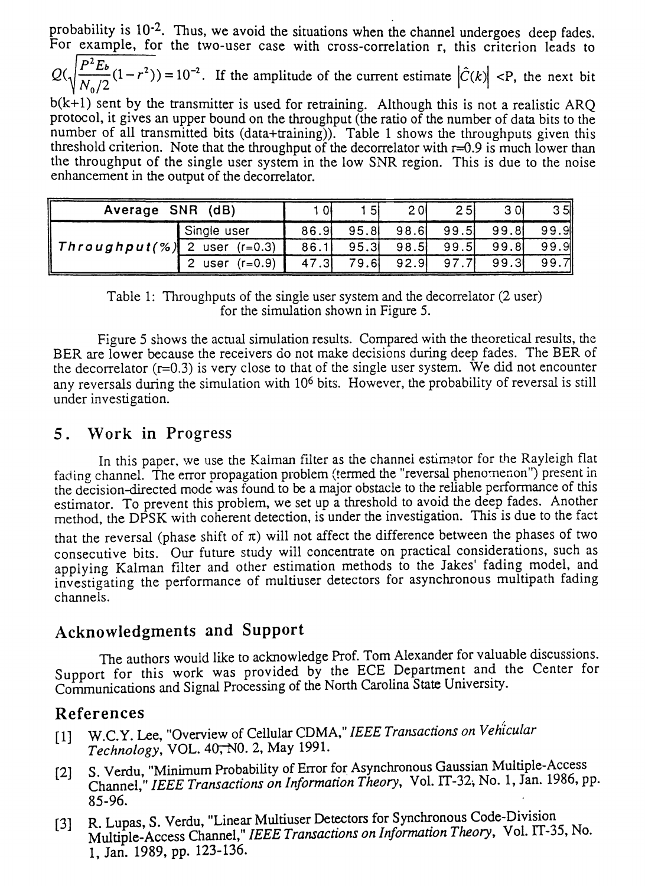probability is $10^{-2}$. Thus, we avoid the situations when the channel undergoes deep fades. For example, for the two-user case with cross-correlation r, this criterion leads to $Q(\sqrt{\frac{P^2 E_b}{N_0/2}(1-r^2)}) = 10^{-2}$. If the amplitude of the current estimate $|\hat{C}(k)|$ <P, the next bit b(k+1) sent by the transmitter is used for retraining. Although this is not a realistic ARQ protocol, it gives an upper bound on the throughput (the ratio of the number of data bits to the number of all transmitted bits (data+training)). Table 1 shows the throughputs given this threshold criterion. Note that the throughput of the decorrelator with r=0.9 is much lower than the throughput of the single user system in the low SNR region. This is due to the noise enhancement in the output of the decorrelator.

| Average SNR (dB) | | 10 | 15 | 20 | 25 | 30 | 35 |
|---|---|---|---|---|---|---|---|
| *Throughput(%)* | Single user | 86.9 | 95.8 | 98.6 | 99.5 | 99.8 | 99.9 |
| | 2 user (r=0.3) | 86.1 | 95.3 | 98.5 | 99.5 | 99.8 | 99.9 |
| | 2 user (r=0.9) | 47.3 | 79.6 | 92.9 | 97.7 | 99.3 | 99.7 |

Table 1: Throughputs of the single user system and the decorrelator (2 user) for the simulation shown in Figure 5.

Figure 5 shows the actual simulation results. Compared with the theoretical results, the BER are lower because the receivers do not make decisions during deep fades. The BER of the decorrelator (r=0.3) is very close to that of the single user system. We did not encounter any reversals during the simulation with $10^6$ bits. However, the probability of reversal is still under investigation.

## 5. Work in Progress

In this paper, we use the Kalman filter as the channel estimator for the Rayleigh flat fading channel. The error propagation problem (termed the "reversal phenomenon") present in the decision-directed mode was found to be a major obstacle to the reliable performance of this estimator. To prevent this problem, we set up a threshold to avoid the deep fades. Another method, the DPSK with coherent detection, is under the investigation. This is due to the fact that the reversal (phase shift of $\pi$) will not affect the difference between the phases of two consecutive bits. Our future study will concentrate on practical considerations, such as applying Kalman filter and other estimation methods to the Jakes' fading model, and investigating the performance of multiuser detectors for asynchronous multipath fading channels.

## Acknowledgments and Support

The authors would like to acknowledge Prof. Tom Alexander for valuable discussions. Support for this work was provided by the ECE Department and the Center for Communications and Signal Processing of the North Carolina State University.

## References

[1] W.C.Y. Lee, "Overview of Cellular CDMA," *IEEE Transactions on Vehicular Technology*, VOL. 40, NO. 2, May 1991.

[2] S. Verdu, "Minimum Probability of Error for Asynchronous Gaussian Multiple-Access Channel," *IEEE Transactions on Information Theory*, Vol. IT-32, No. 1, Jan. 1986, pp. 85-96.

[3] R. Lupas, S. Verdu, "Linear Multiuser Detectors for Synchronous Code-Division Multiple-Access Channel," *IEEE Transactions on Information Theory*, Vol. IT-35, No. 1, Jan. 1989, pp. 123-136.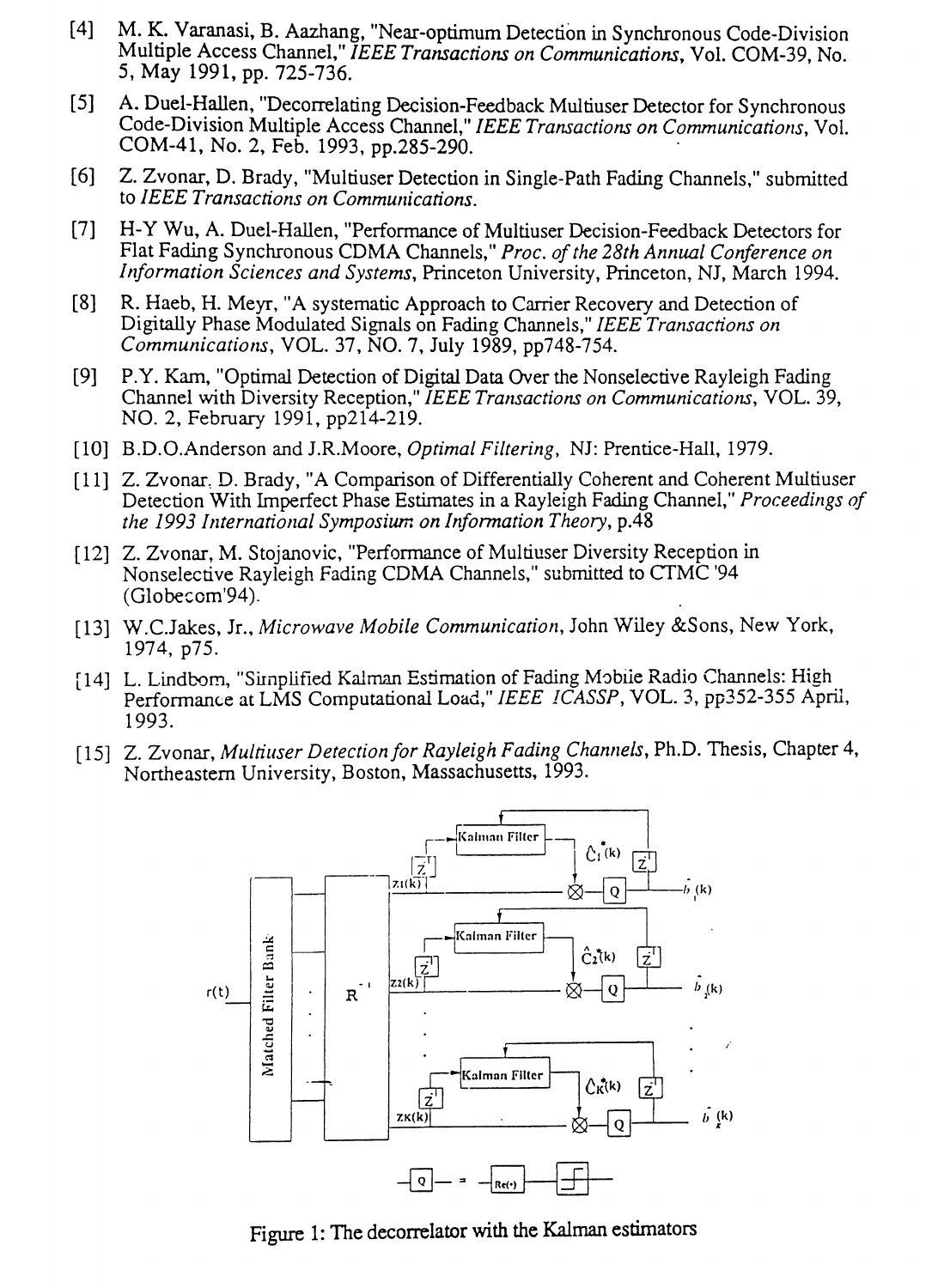[4] M. K. Varanasi, B. Aazhang, "Near-optimum Detection in Synchronous Code-Division Multiple Access Channel," *IEEE Transactions on Communications*, Vol. COM-39, No. 5, May 1991, pp. 725-736.

[5] A. Duel-Hallen, "Decorrelating Decision-Feedback Multiuser Detector for Synchronous Code-Division Multiple Access Channel," *IEEE Transactions on Communications*, Vol. COM-41, No. 2, Feb. 1993, pp.285-290.

[6] Z. Zvonar, D. Brady, "Multiuser Detection in Single-Path Fading Channels," submitted to *IEEE Transactions on Communications*.

[7] H-Y Wu, A. Duel-Hallen, "Performance of Multiuser Decision-Feedback Detectors for Flat Fading Synchronous CDMA Channels," *Proc. of the 28th Annual Conference on Information Sciences and Systems*, Princeton University, Princeton, NJ, March 1994.

[8] R. Haeb, H. Meyr, "A systematic Approach to Carrier Recovery and Detection of Digitally Phase Modulated Signals on Fading Channels," *IEEE Transactions on Communications*, VOL. 37, NO. 7, July 1989, pp748-754.

[9] P.Y. Kam, "Optimal Detection of Digital Data Over the Nonselective Rayleigh Fading Channel with Diversity Reception," *IEEE Transactions on Communications*, VOL. 39, NO. 2, February 1991, pp214-219.

[10] B.D.O.Anderson and J.R.Moore, *Optimal Filtering*, NJ: Prentice-Hall, 1979.

[11] Z. Zvonar, D. Brady, "A Comparison of Differentially Coherent and Coherent Multiuser Detection With Imperfect Phase Estimates in a Rayleigh Fading Channel," *Proceedings of the 1993 International Symposium on Information Theory*, p.48

[12] Z. Zvonar, M. Stojanovic, "Performance of Multiuser Diversity Reception in Nonselective Rayleigh Fading CDMA Channels," submitted to CTMC '94 (Globecom'94).

[13] W.C.Jakes, Jr., *Microwave Mobile Communication*, John Wiley &Sons, New York, 1974, p75.

[14] L. Lindbom, "Simplified Kalman Estimation of Fading Mobile Radio Channels: High Performance at LMS Computational Load," *IEEE ICASSP*, VOL. 3, pp352-355 April, 1993.

[15] Z. Zvonar, *Multiuser Detection for Rayleigh Fading Channels*, Ph.D. Thesis, Chapter 4, Northeastern University, Boston, Massachusetts, 1993.

Figure 1: The decorrelator with the Kalman estimators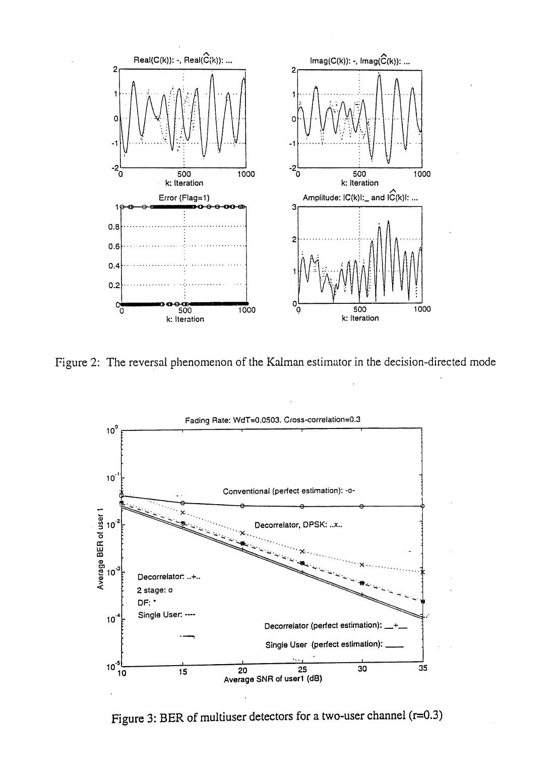Figure 2: The reversal phenomenon of the Kalman estimator in the decision-directed mode

Figure 3: BER of multiuser detectors for a two-user channel (r=0.3)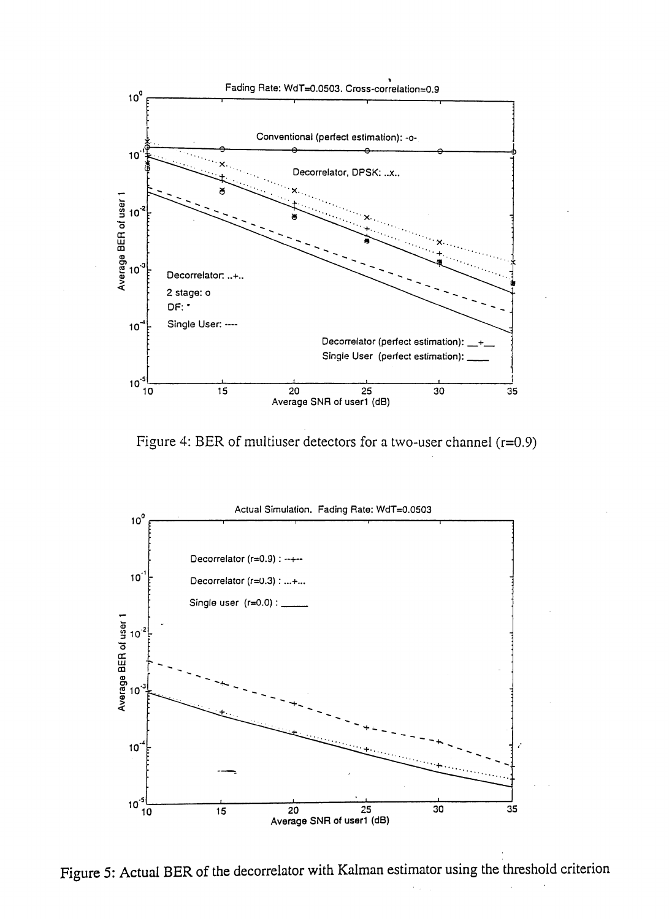Fading Rate: WdT=0.0503. Cross-correlation=0.9

Conventional (perfect estimation): -o-

Decorrelator, DPSK: ..x..

Decorrelator: ..+..

2 stage: o

DF: *

Single User: ----

Decorrelator (perfect estimation): __+__

Single User (perfect estimation): ____

Average BER of user 1

Average SNR of user1 (dB)

$10^0$, $10^{-1}$, $10^{-2}$, $10^{-3}$, $10^{-4}$, $10^{-5}$

10, 15, 20, 25, 30, 35

Figure 4: BER of multiuser detectors for a two-user channel (r=0.9)

Actual Simulation. Fading Rate: WdT=0.0503

Decorrelator (r=0.9) : --+--

Decorrelator (r=0.3) : ...+...

Single user (r=0.0) : ____

Average BER of user 1

Average SNR of user1 (dB)

$10^0$, $10^{-1}$, $10^{-2}$, $10^{-3}$, $10^{-4}$, $10^{-5}$

10, 15, 20, 25, 30, 35

Figure 5: Actual BER of the decorrelator with Kalman estimator using the threshold criterion